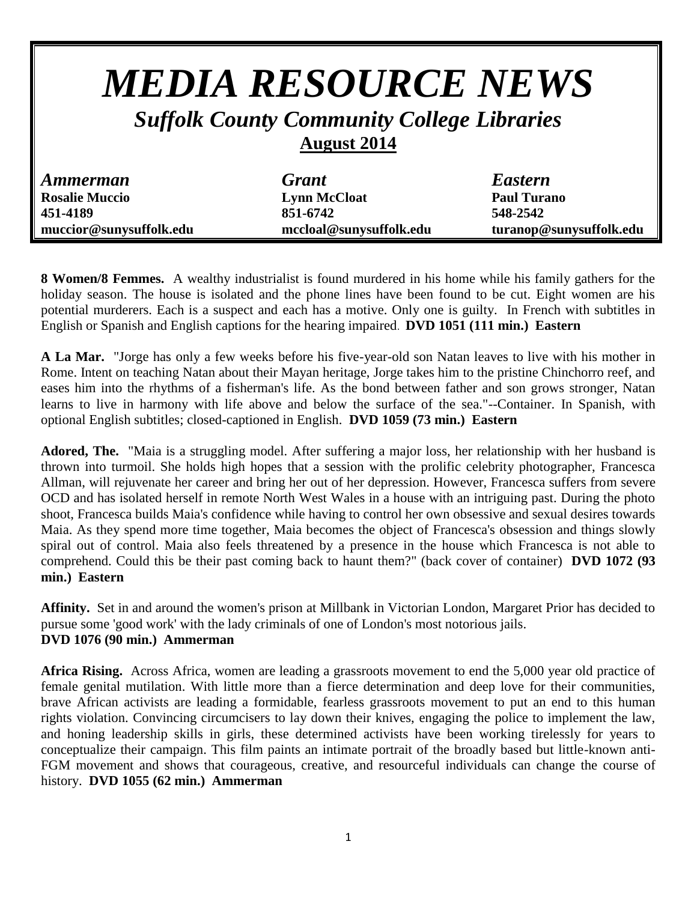# *MEDIA RESOURCE NEWS*

## *Suffolk County Community College Libraries*

**August 2014**

| *Ammerman* | *Grant* | *Eastern* |
|---|---|---|
| **Rosalie Muccio** | **Lynn McCloat** | **Paul Turano** |
| **451-4189** | **851-6742** | **548-2542** |
| **muccior@sunysuffolk.edu** | **mccloal@sunysuffolk.edu** | **turanop@sunysuffolk.edu** |

**8 Women/8 Femmes.** A wealthy industrialist is found murdered in his home while his family gathers for the holiday season. The house is isolated and the phone lines have been found to be cut. Eight women are his potential murderers. Each is a suspect and each has a motive. Only one is guilty. In French with subtitles in English or Spanish and English captions for the hearing impaired. **DVD 1051 (111 min.) Eastern**

**A La Mar.** "Jorge has only a few weeks before his five-year-old son Natan leaves to live with his mother in Rome. Intent on teaching Natan about their Mayan heritage, Jorge takes him to the pristine Chinchorro reef, and eases him into the rhythms of a fisherman's life. As the bond between father and son grows stronger, Natan learns to live in harmony with life above and below the surface of the sea."--Container. In Spanish, with optional English subtitles; closed-captioned in English. **DVD 1059 (73 min.) Eastern**

**Adored, The.** "Maia is a struggling model. After suffering a major loss, her relationship with her husband is thrown into turmoil. She holds high hopes that a session with the prolific celebrity photographer, Francesca Allman, will rejuvenate her career and bring her out of her depression. However, Francesca suffers from severe OCD and has isolated herself in remote North West Wales in a house with an intriguing past. During the photo shoot, Francesca builds Maia's confidence while having to control her own obsessive and sexual desires towards Maia. As they spend more time together, Maia becomes the object of Francesca's obsession and things slowly spiral out of control. Maia also feels threatened by a presence in the house which Francesca is not able to comprehend. Could this be their past coming back to haunt them?" (back cover of container) **DVD 1072 (93 min.) Eastern**

**Affinity.** Set in and around the women's prison at Millbank in Victorian London, Margaret Prior has decided to pursue some 'good work' with the lady criminals of one of London's most notorious jails. **DVD 1076 (90 min.) Ammerman**

**Africa Rising.** Across Africa, women are leading a grassroots movement to end the 5,000 year old practice of female genital mutilation. With little more than a fierce determination and deep love for their communities, brave African activists are leading a formidable, fearless grassroots movement to put an end to this human rights violation. Convincing circumcisers to lay down their knives, engaging the police to implement the law, and honing leadership skills in girls, these determined activists have been working tirelessly for years to conceptualize their campaign. This film paints an intimate portrait of the broadly based but little-known anti-FGM movement and shows that courageous, creative, and resourceful individuals can change the course of history. **DVD 1055 (62 min.) Ammerman**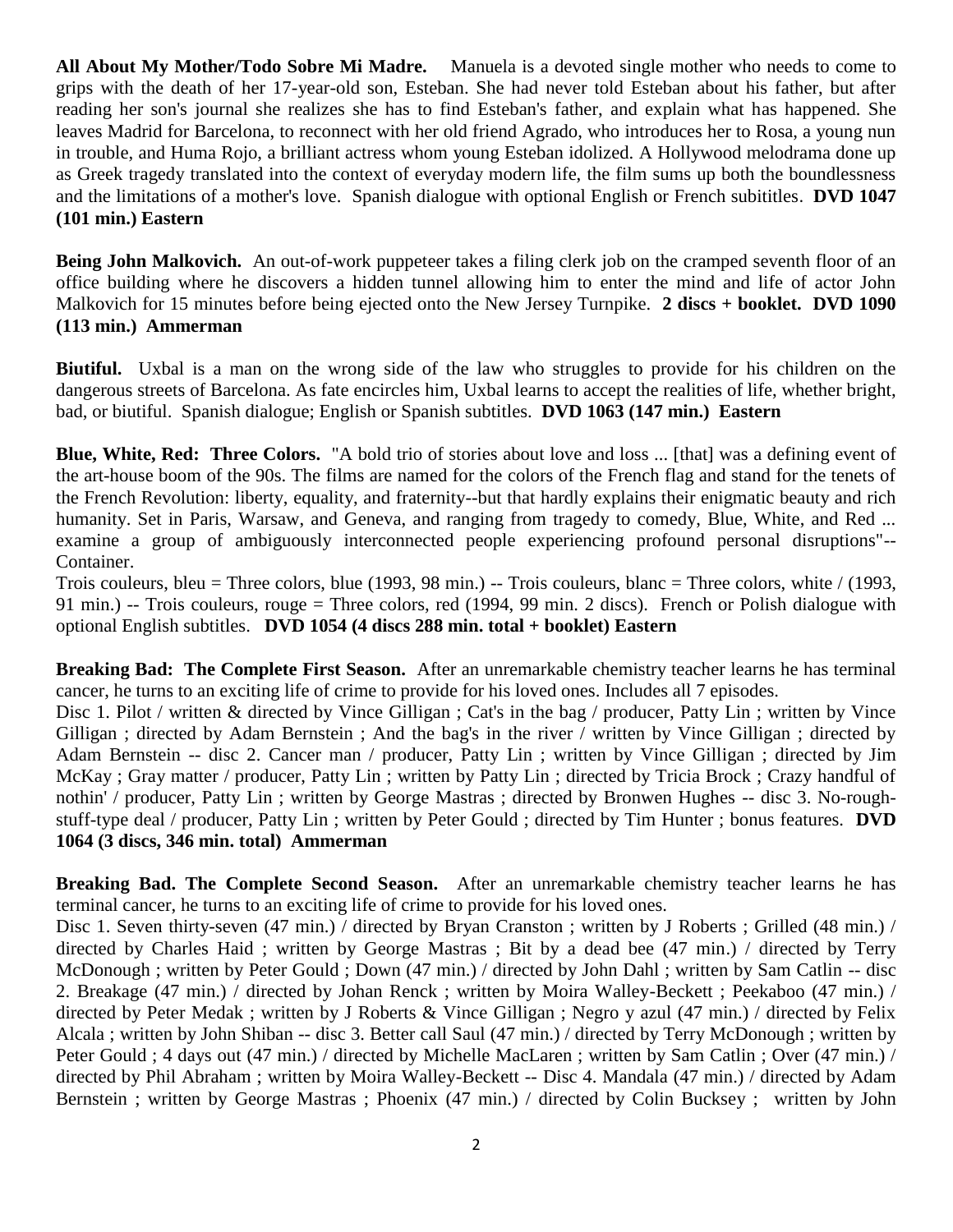**All About My Mother/Todo Sobre Mi Madre.** Manuela is a devoted single mother who needs to come to grips with the death of her 17-year-old son, Esteban. She had never told Esteban about his father, but after reading her son's journal she realizes she has to find Esteban's father, and explain what has happened. She leaves Madrid for Barcelona, to reconnect with her old friend Agrado, who introduces her to Rosa, a young nun in trouble, and Huma Rojo, a brilliant actress whom young Esteban idolized. A Hollywood melodrama done up as Greek tragedy translated into the context of everyday modern life, the film sums up both the boundlessness and the limitations of a mother's love. Spanish dialogue with optional English or French subititles. **DVD 1047 (101 min.) Eastern**

**Being John Malkovich.** An out-of-work puppeteer takes a filing clerk job on the cramped seventh floor of an office building where he discovers a hidden tunnel allowing him to enter the mind and life of actor John Malkovich for 15 minutes before being ejected onto the New Jersey Turnpike. **2 discs + booklet. DVD 1090 (113 min.) Ammerman**

**Biutiful.** Uxbal is a man on the wrong side of the law who struggles to provide for his children on the dangerous streets of Barcelona. As fate encircles him, Uxbal learns to accept the realities of life, whether bright, bad, or biutiful. Spanish dialogue; English or Spanish subtitles. **DVD 1063 (147 min.) Eastern**

**Blue, White, Red: Three Colors.** "A bold trio of stories about love and loss ... [that] was a defining event of the art-house boom of the 90s. The films are named for the colors of the French flag and stand for the tenets of the French Revolution: liberty, equality, and fraternity--but that hardly explains their enigmatic beauty and rich humanity. Set in Paris, Warsaw, and Geneva, and ranging from tragedy to comedy, Blue, White, and Red ... examine a group of ambiguously interconnected people experiencing profound personal disruptions"--Container.
Trois couleurs, bleu = Three colors, blue (1993, 98 min.) -- Trois couleurs, blanc = Three colors, white / (1993, 91 min.) -- Trois couleurs, rouge = Three colors, red (1994, 99 min. 2 discs). French or Polish dialogue with optional English subtitles. **DVD 1054 (4 discs 288 min. total + booklet) Eastern**

**Breaking Bad: The Complete First Season.** After an unremarkable chemistry teacher learns he has terminal cancer, he turns to an exciting life of crime to provide for his loved ones. Includes all 7 episodes.
Disc 1. Pilot / written & directed by Vince Gilligan ; Cat's in the bag / producer, Patty Lin ; written by Vince Gilligan ; directed by Adam Bernstein ; And the bag's in the river / written by Vince Gilligan ; directed by Adam Bernstein -- disc 2. Cancer man / producer, Patty Lin ; written by Vince Gilligan ; directed by Jim McKay ; Gray matter / producer, Patty Lin ; written by Patty Lin ; directed by Tricia Brock ; Crazy handful of nothin' / producer, Patty Lin ; written by George Mastras ; directed by Bronwen Hughes -- disc 3. No-rough-stuff-type deal / producer, Patty Lin ; written by Peter Gould ; directed by Tim Hunter ; bonus features. **DVD 1064 (3 discs, 346 min. total) Ammerman**

**Breaking Bad. The Complete Second Season.** After an unremarkable chemistry teacher learns he has terminal cancer, he turns to an exciting life of crime to provide for his loved ones.
Disc 1. Seven thirty-seven (47 min.) / directed by Bryan Cranston ; written by J Roberts ; Grilled (48 min.) / directed by Charles Haid ; written by George Mastras ; Bit by a dead bee (47 min.) / directed by Terry McDonough ; written by Peter Gould ; Down (47 min.) / directed by John Dahl ; written by Sam Catlin -- disc 2. Breakage (47 min.) / directed by Johan Renck ; written by Moira Walley-Beckett ; Peekaboo (47 min.) / directed by Peter Medak ; written by J Roberts & Vince Gilligan ; Negro y azul (47 min.) / directed by Felix Alcala ; written by John Shiban -- disc 3. Better call Saul (47 min.) / directed by Terry McDonough ; written by Peter Gould ; 4 days out (47 min.) / directed by Michelle MacLaren ; written by Sam Catlin ; Over (47 min.) / directed by Phil Abraham ; written by Moira Walley-Beckett -- Disc 4. Mandala (47 min.) / directed by Adam Bernstein ; written by George Mastras ; Phoenix (47 min.) / directed by Colin Bucksey ; written by John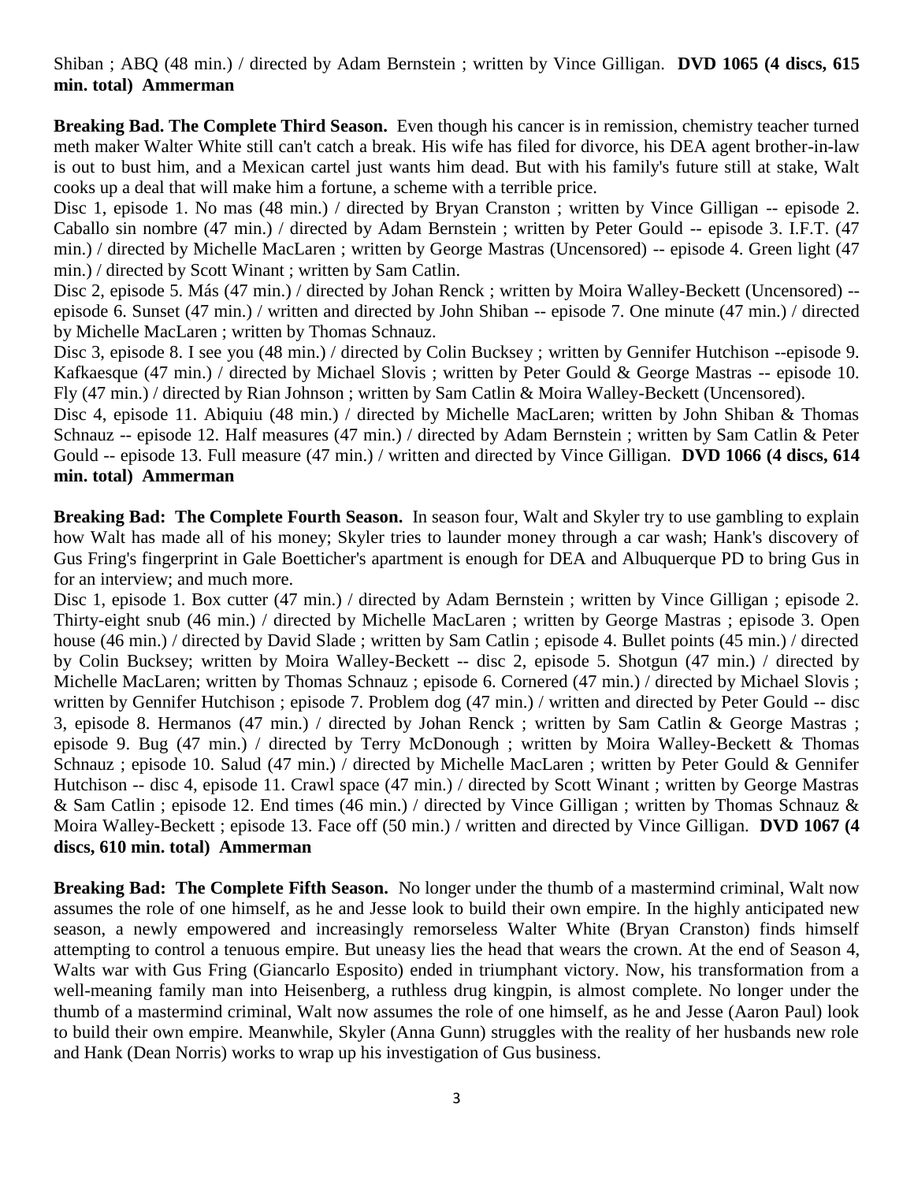Shiban ; ABQ (48 min.) / directed by Adam Bernstein ; written by Vince Gilligan. **DVD 1065 (4 discs, 615 min. total) Ammerman**

**Breaking Bad. The Complete Third Season.** Even though his cancer is in remission, chemistry teacher turned meth maker Walter White still can't catch a break. His wife has filed for divorce, his DEA agent brother-in-law is out to bust him, and a Mexican cartel just wants him dead. But with his family's future still at stake, Walt cooks up a deal that will make him a fortune, a scheme with a terrible price.

Disc 1, episode 1. No mas (48 min.) / directed by Bryan Cranston ; written by Vince Gilligan -- episode 2. Caballo sin nombre (47 min.) / directed by Adam Bernstein ; written by Peter Gould -- episode 3. I.F.T. (47 min.) / directed by Michelle MacLaren ; written by George Mastras (Uncensored) -- episode 4. Green light (47 min.) / directed by Scott Winant ; written by Sam Catlin.

Disc 2, episode 5. Más (47 min.) / directed by Johan Renck ; written by Moira Walley-Beckett (Uncensored) -- episode 6. Sunset (47 min.) / written and directed by John Shiban -- episode 7. One minute (47 min.) / directed by Michelle MacLaren ; written by Thomas Schnauz.

Disc 3, episode 8. I see you (48 min.) / directed by Colin Bucksey ; written by Gennifer Hutchison --episode 9. Kafkaesque (47 min.) / directed by Michael Slovis ; written by Peter Gould & George Mastras -- episode 10. Fly (47 min.) / directed by Rian Johnson ; written by Sam Catlin & Moira Walley-Beckett (Uncensored).

Disc 4, episode 11. Abiquiu (48 min.) / directed by Michelle MacLaren; written by John Shiban & Thomas Schnauz -- episode 12. Half measures (47 min.) / directed by Adam Bernstein ; written by Sam Catlin & Peter Gould -- episode 13. Full measure (47 min.) / written and directed by Vince Gilligan. **DVD 1066 (4 discs, 614 min. total) Ammerman**

**Breaking Bad: The Complete Fourth Season.** In season four, Walt and Skyler try to use gambling to explain how Walt has made all of his money; Skyler tries to launder money through a car wash; Hank's discovery of Gus Fring's fingerprint in Gale Boetticher's apartment is enough for DEA and Albuquerque PD to bring Gus in for an interview; and much more.

Disc 1, episode 1. Box cutter (47 min.) / directed by Adam Bernstein ; written by Vince Gilligan ; episode 2. Thirty-eight snub (46 min.) / directed by Michelle MacLaren ; written by George Mastras ; episode 3. Open house (46 min.) / directed by David Slade ; written by Sam Catlin ; episode 4. Bullet points (45 min.) / directed by Colin Bucksey; written by Moira Walley-Beckett -- disc 2, episode 5. Shotgun (47 min.) / directed by Michelle MacLaren; written by Thomas Schnauz ; episode 6. Cornered (47 min.) / directed by Michael Slovis ; written by Gennifer Hutchison ; episode 7. Problem dog (47 min.) / written and directed by Peter Gould -- disc 3, episode 8. Hermanos (47 min.) / directed by Johan Renck ; written by Sam Catlin & George Mastras ; episode 9. Bug (47 min.) / directed by Terry McDonough ; written by Moira Walley-Beckett & Thomas Schnauz ; episode 10. Salud (47 min.) / directed by Michelle MacLaren ; written by Peter Gould & Gennifer Hutchison -- disc 4, episode 11. Crawl space (47 min.) / directed by Scott Winant ; written by George Mastras & Sam Catlin ; episode 12. End times (46 min.) / directed by Vince Gilligan ; written by Thomas Schnauz & Moira Walley-Beckett ; episode 13. Face off (50 min.) / written and directed by Vince Gilligan. **DVD 1067 (4 discs, 610 min. total) Ammerman**

**Breaking Bad: The Complete Fifth Season.** No longer under the thumb of a mastermind criminal, Walt now assumes the role of one himself, as he and Jesse look to build their own empire. In the highly anticipated new season, a newly empowered and increasingly remorseless Walter White (Bryan Cranston) finds himself attempting to control a tenuous empire. But uneasy lies the head that wears the crown. At the end of Season 4, Walts war with Gus Fring (Giancarlo Esposito) ended in triumphant victory. Now, his transformation from a well-meaning family man into Heisenberg, a ruthless drug kingpin, is almost complete. No longer under the thumb of a mastermind criminal, Walt now assumes the role of one himself, as he and Jesse (Aaron Paul) look to build their own empire. Meanwhile, Skyler (Anna Gunn) struggles with the reality of her husbands new role and Hank (Dean Norris) works to wrap up his investigation of Gus business.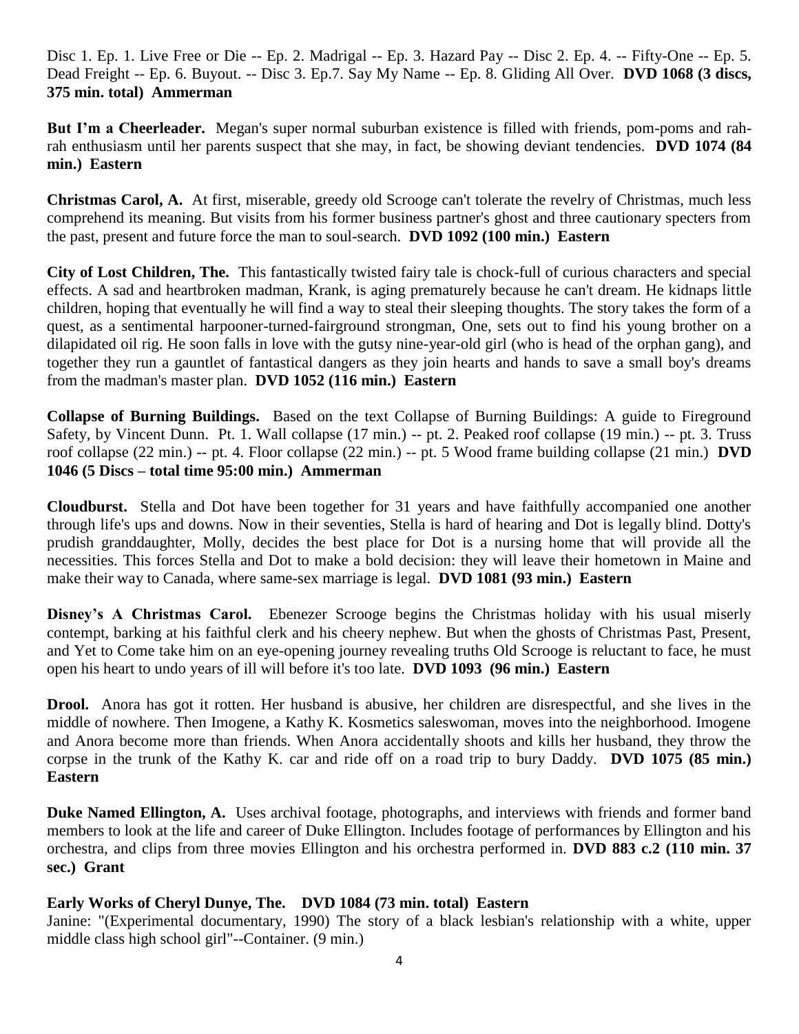Disc 1. Ep. 1. Live Free or Die -- Ep. 2. Madrigal -- Ep. 3. Hazard Pay -- Disc 2. Ep. 4. -- Fifty-One -- Ep. 5. Dead Freight -- Ep. 6. Buyout. -- Disc 3. Ep.7. Say My Name -- Ep. 8. Gliding All Over. **DVD 1068 (3 discs, 375 min. total) Ammerman**

**But I'm a Cheerleader.** Megan's super normal suburban existence is filled with friends, pom-poms and rah-rah enthusiasm until her parents suspect that she may, in fact, be showing deviant tendencies. **DVD 1074 (84 min.) Eastern**

**Christmas Carol, A.** At first, miserable, greedy old Scrooge can't tolerate the revelry of Christmas, much less comprehend its meaning. But visits from his former business partner's ghost and three cautionary specters from the past, present and future force the man to soul-search. **DVD 1092 (100 min.) Eastern**

**City of Lost Children, The.** This fantastically twisted fairy tale is chock-full of curious characters and special effects. A sad and heartbroken madman, Krank, is aging prematurely because he can't dream. He kidnaps little children, hoping that eventually he will find a way to steal their sleeping thoughts. The story takes the form of a quest, as a sentimental harpooner-turned-fairground strongman, One, sets out to find his young brother on a dilapidated oil rig. He soon falls in love with the gutsy nine-year-old girl (who is head of the orphan gang), and together they run a gauntlet of fantastical dangers as they join hearts and hands to save a small boy's dreams from the madman's master plan. **DVD 1052 (116 min.) Eastern**

**Collapse of Burning Buildings.** Based on the text Collapse of Burning Buildings: A guide to Fireground Safety, by Vincent Dunn. Pt. 1. Wall collapse (17 min.) -- pt. 2. Peaked roof collapse (19 min.) -- pt. 3. Truss roof collapse (22 min.) -- pt. 4. Floor collapse (22 min.) -- pt. 5 Wood frame building collapse (21 min.) **DVD 1046 (5 Discs – total time 95:00 min.) Ammerman**

**Cloudburst.** Stella and Dot have been together for 31 years and have faithfully accompanied one another through life's ups and downs. Now in their seventies, Stella is hard of hearing and Dot is legally blind. Dotty's prudish granddaughter, Molly, decides the best place for Dot is a nursing home that will provide all the necessities. This forces Stella and Dot to make a bold decision: they will leave their hometown in Maine and make their way to Canada, where same-sex marriage is legal. **DVD 1081 (93 min.) Eastern**

**Disney's A Christmas Carol.** Ebenezer Scrooge begins the Christmas holiday with his usual miserly contempt, barking at his faithful clerk and his cheery nephew. But when the ghosts of Christmas Past, Present, and Yet to Come take him on an eye-opening journey revealing truths Old Scrooge is reluctant to face, he must open his heart to undo years of ill will before it's too late. **DVD 1093 (96 min.) Eastern**

**Drool.** Anora has got it rotten. Her husband is abusive, her children are disrespectful, and she lives in the middle of nowhere. Then Imogene, a Kathy K. Kosmetics saleswoman, moves into the neighborhood. Imogene and Anora become more than friends. When Anora accidentally shoots and kills her husband, they throw the corpse in the trunk of the Kathy K. car and ride off on a road trip to bury Daddy. **DVD 1075 (85 min.) Eastern**

**Duke Named Ellington, A.** Uses archival footage, photographs, and interviews with friends and former band members to look at the life and career of Duke Ellington. Includes footage of performances by Ellington and his orchestra, and clips from three movies Ellington and his orchestra performed in. **DVD 883 c.2 (110 min. 37 sec.) Grant**

**Early Works of Cheryl Dunye, The. DVD 1084 (73 min. total) Eastern**
Janine: "(Experimental documentary, 1990) The story of a black lesbian's relationship with a white, upper middle class high school girl"--Container. (9 min.)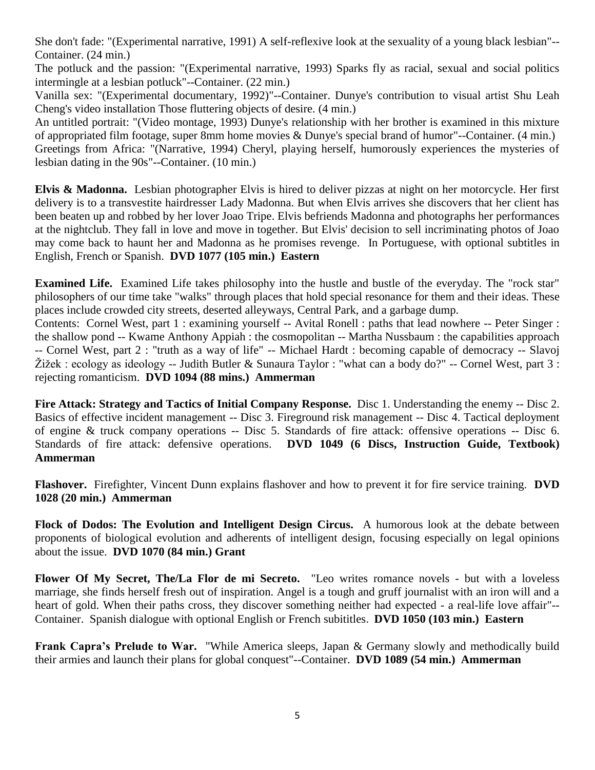She don't fade: "(Experimental narrative, 1991) A self-reflexive look at the sexuality of a young black lesbian"--Container. (24 min.)

The potluck and the passion: "(Experimental narrative, 1993) Sparks fly as racial, sexual and social politics intermingle at a lesbian potluck"--Container. (22 min.)

Vanilla sex: "(Experimental documentary, 1992)"--Container. Dunye's contribution to visual artist Shu Leah Cheng's video installation Those fluttering objects of desire. (4 min.)

An untitled portrait: "(Video montage, 1993) Dunye's relationship with her brother is examined in this mixture of appropriated film footage, super 8mm home movies & Dunye's special brand of humor"--Container. (4 min.)

Greetings from Africa: "(Narrative, 1994) Cheryl, playing herself, humorously experiences the mysteries of lesbian dating in the 90s"--Container. (10 min.)

**Elvis & Madonna.** Lesbian photographer Elvis is hired to deliver pizzas at night on her motorcycle. Her first delivery is to a transvestite hairdresser Lady Madonna. But when Elvis arrives she discovers that her client has been beaten up and robbed by her lover Joao Tripe. Elvis befriends Madonna and photographs her performances at the nightclub. They fall in love and move in together. But Elvis' decision to sell incriminating photos of Joao may come back to haunt her and Madonna as he promises revenge. In Portuguese, with optional subtitles in English, French or Spanish. **DVD 1077 (105 min.) Eastern**

**Examined Life.** Examined Life takes philosophy into the hustle and bustle of the everyday. The "rock star" philosophers of our time take "walks" through places that hold special resonance for them and their ideas. These places include crowded city streets, deserted alleyways, Central Park, and a garbage dump.

Contents: Cornel West, part 1 : examining yourself -- Avital Ronell : paths that lead nowhere -- Peter Singer : the shallow pond -- Kwame Anthony Appiah : the cosmopolitan -- Martha Nussbaum : the capabilities approach -- Cornel West, part 2 : "truth as a way of life" -- Michael Hardt : becoming capable of democracy -- Slavoj Žižek : ecology as ideology -- Judith Butler & Sunaura Taylor : "what can a body do?" -- Cornel West, part 3 : rejecting romanticism. **DVD 1094 (88 mins.) Ammerman**

**Fire Attack: Strategy and Tactics of Initial Company Response.** Disc 1. Understanding the enemy -- Disc 2. Basics of effective incident management -- Disc 3. Fireground risk management -- Disc 4. Tactical deployment of engine & truck company operations -- Disc 5. Standards of fire attack: offensive operations -- Disc 6. Standards of fire attack: defensive operations. **DVD 1049 (6 Discs, Instruction Guide, Textbook) Ammerman**

**Flashover.** Firefighter, Vincent Dunn explains flashover and how to prevent it for fire service training. **DVD 1028 (20 min.) Ammerman**

**Flock of Dodos: The Evolution and Intelligent Design Circus.** A humorous look at the debate between proponents of biological evolution and adherents of intelligent design, focusing especially on legal opinions about the issue. **DVD 1070 (84 min.) Grant**

**Flower Of My Secret, The/La Flor de mi Secreto.** "Leo writes romance novels - but with a loveless marriage, she finds herself fresh out of inspiration. Angel is a tough and gruff journalist with an iron will and a heart of gold. When their paths cross, they discover something neither had expected - a real-life love affair"--Container. Spanish dialogue with optional English or French subititles. **DVD 1050 (103 min.) Eastern**

**Frank Capra's Prelude to War.** "While America sleeps, Japan & Germany slowly and methodically build their armies and launch their plans for global conquest"--Container. **DVD 1089 (54 min.) Ammerman**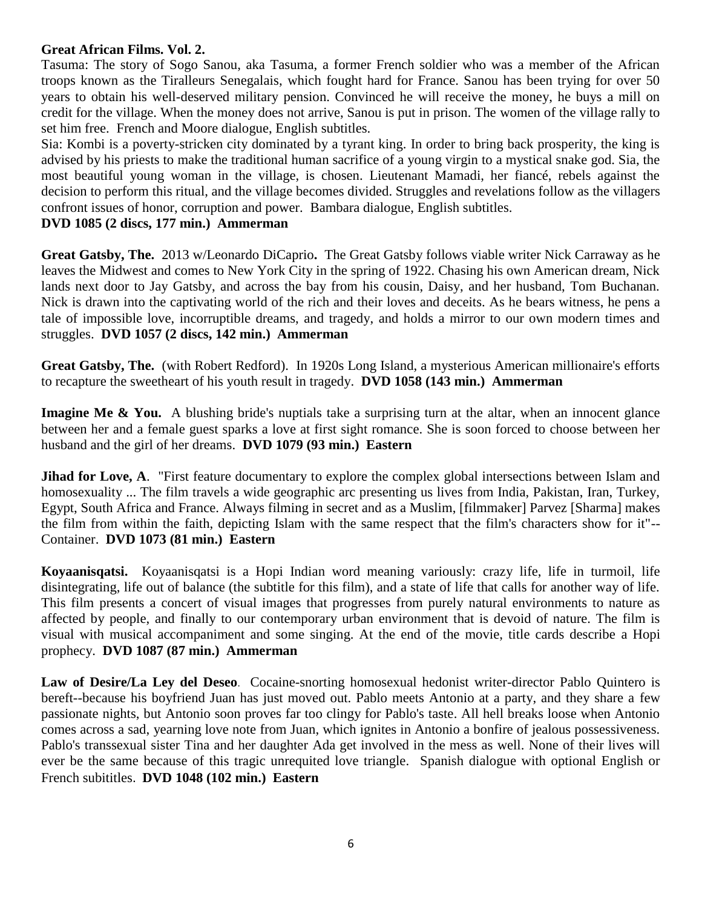**Great African Films. Vol. 2.**
Tasuma: The story of Sogo Sanou, aka Tasuma, a former French soldier who was a member of the African troops known as the Tiralleurs Senegalais, which fought hard for France. Sanou has been trying for over 50 years to obtain his well-deserved military pension. Convinced he will receive the money, he buys a mill on credit for the village. When the money does not arrive, Sanou is put in prison. The women of the village rally to set him free. French and Moore dialogue, English subtitles.
Sia: Kombi is a poverty-stricken city dominated by a tyrant king. In order to bring back prosperity, the king is advised by his priests to make the traditional human sacrifice of a young virgin to a mystical snake god. Sia, the most beautiful young woman in the village, is chosen. Lieutenant Mamadi, her fiancé, rebels against the decision to perform this ritual, and the village becomes divided. Struggles and revelations follow as the villagers confront issues of honor, corruption and power. Bambara dialogue, English subtitles.
**DVD 1085 (2 discs, 177 min.) Ammerman**

**Great Gatsby, The.** 2013 w/Leonardo DiCaprio**.** The Great Gatsby follows viable writer Nick Carraway as he leaves the Midwest and comes to New York City in the spring of 1922. Chasing his own American dream, Nick lands next door to Jay Gatsby, and across the bay from his cousin, Daisy, and her husband, Tom Buchanan. Nick is drawn into the captivating world of the rich and their loves and deceits. As he bears witness, he pens a tale of impossible love, incorruptible dreams, and tragedy, and holds a mirror to our own modern times and struggles. **DVD 1057 (2 discs, 142 min.) Ammerman**

**Great Gatsby, The.** (with Robert Redford). In 1920s Long Island, a mysterious American millionaire's efforts to recapture the sweetheart of his youth result in tragedy. **DVD 1058 (143 min.) Ammerman**

**Imagine Me & You.** A blushing bride's nuptials take a surprising turn at the altar, when an innocent glance between her and a female guest sparks a love at first sight romance. She is soon forced to choose between her husband and the girl of her dreams. **DVD 1079 (93 min.) Eastern**

**Jihad for Love, A**. "First feature documentary to explore the complex global intersections between Islam and homosexuality ... The film travels a wide geographic arc presenting us lives from India, Pakistan, Iran, Turkey, Egypt, South Africa and France. Always filming in secret and as a Muslim, [filmmaker] Parvez [Sharma] makes the film from within the faith, depicting Islam with the same respect that the film's characters show for it"--Container. **DVD 1073 (81 min.) Eastern**

**Koyaanisqatsi.** Koyaanisqatsi is a Hopi Indian word meaning variously: crazy life, life in turmoil, life disintegrating, life out of balance (the subtitle for this film), and a state of life that calls for another way of life. This film presents a concert of visual images that progresses from purely natural environments to nature as affected by people, and finally to our contemporary urban environment that is devoid of nature. The film is visual with musical accompaniment and some singing. At the end of the movie, title cards describe a Hopi prophecy. **DVD 1087 (87 min.) Ammerman**

**Law of Desire/La Ley del Deseo**. Cocaine-snorting homosexual hedonist writer-director Pablo Quintero is bereft--because his boyfriend Juan has just moved out. Pablo meets Antonio at a party, and they share a few passionate nights, but Antonio soon proves far too clingy for Pablo's taste. All hell breaks loose when Antonio comes across a sad, yearning love note from Juan, which ignites in Antonio a bonfire of jealous possessiveness. Pablo's transsexual sister Tina and her daughter Ada get involved in the mess as well. None of their lives will ever be the same because of this tragic unrequited love triangle. Spanish dialogue with optional English or French subititles. **DVD 1048 (102 min.) Eastern**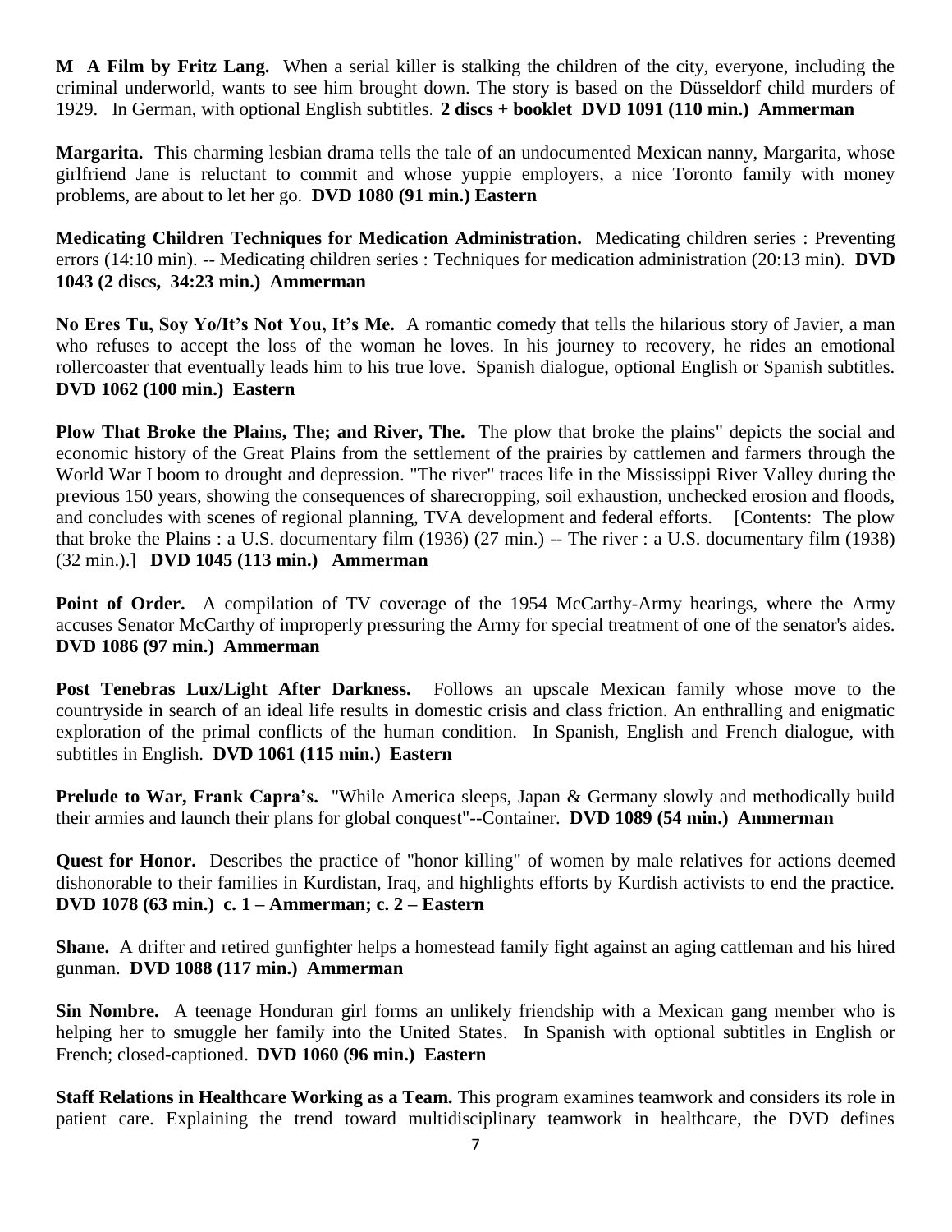**M A Film by Fritz Lang.** When a serial killer is stalking the children of the city, everyone, including the criminal underworld, wants to see him brought down. The story is based on the Düsseldorf child murders of 1929. In German, with optional English subtitles. **2 discs + booklet DVD 1091 (110 min.) Ammerman**

**Margarita.** This charming lesbian drama tells the tale of an undocumented Mexican nanny, Margarita, whose girlfriend Jane is reluctant to commit and whose yuppie employers, a nice Toronto family with money problems, are about to let her go. **DVD 1080 (91 min.) Eastern**

**Medicating Children Techniques for Medication Administration.** Medicating children series : Preventing errors (14:10 min). -- Medicating children series : Techniques for medication administration (20:13 min). **DVD 1043 (2 discs, 34:23 min.) Ammerman**

**No Eres Tu, Soy Yo/It's Not You, It's Me.** A romantic comedy that tells the hilarious story of Javier, a man who refuses to accept the loss of the woman he loves. In his journey to recovery, he rides an emotional rollercoaster that eventually leads him to his true love. Spanish dialogue, optional English or Spanish subtitles. **DVD 1062 (100 min.) Eastern**

**Plow That Broke the Plains, The; and River, The.** The plow that broke the plains" depicts the social and economic history of the Great Plains from the settlement of the prairies by cattlemen and farmers through the World War I boom to drought and depression. "The river" traces life in the Mississippi River Valley during the previous 150 years, showing the consequences of sharecropping, soil exhaustion, unchecked erosion and floods, and concludes with scenes of regional planning, TVA development and federal efforts. [Contents: The plow that broke the Plains : a U.S. documentary film (1936) (27 min.) -- The river : a U.S. documentary film (1938) (32 min.).] **DVD 1045 (113 min.) Ammerman**

**Point of Order.** A compilation of TV coverage of the 1954 McCarthy-Army hearings, where the Army accuses Senator McCarthy of improperly pressuring the Army for special treatment of one of the senator's aides. **DVD 1086 (97 min.) Ammerman**

**Post Tenebras Lux/Light After Darkness.** Follows an upscale Mexican family whose move to the countryside in search of an ideal life results in domestic crisis and class friction. An enthralling and enigmatic exploration of the primal conflicts of the human condition. In Spanish, English and French dialogue, with subtitles in English. **DVD 1061 (115 min.) Eastern**

**Prelude to War, Frank Capra's.** "While America sleeps, Japan & Germany slowly and methodically build their armies and launch their plans for global conquest"--Container. **DVD 1089 (54 min.) Ammerman**

**Quest for Honor.** Describes the practice of "honor killing" of women by male relatives for actions deemed dishonorable to their families in Kurdistan, Iraq, and highlights efforts by Kurdish activists to end the practice. **DVD 1078 (63 min.) c. 1 – Ammerman; c. 2 – Eastern**

**Shane.** A drifter and retired gunfighter helps a homestead family fight against an aging cattleman and his hired gunman. **DVD 1088 (117 min.) Ammerman**

**Sin Nombre.** A teenage Honduran girl forms an unlikely friendship with a Mexican gang member who is helping her to smuggle her family into the United States. In Spanish with optional subtitles in English or French; closed-captioned. **DVD 1060 (96 min.) Eastern**

**Staff Relations in Healthcare Working as a Team.** This program examines teamwork and considers its role in patient care. Explaining the trend toward multidisciplinary teamwork in healthcare, the DVD defines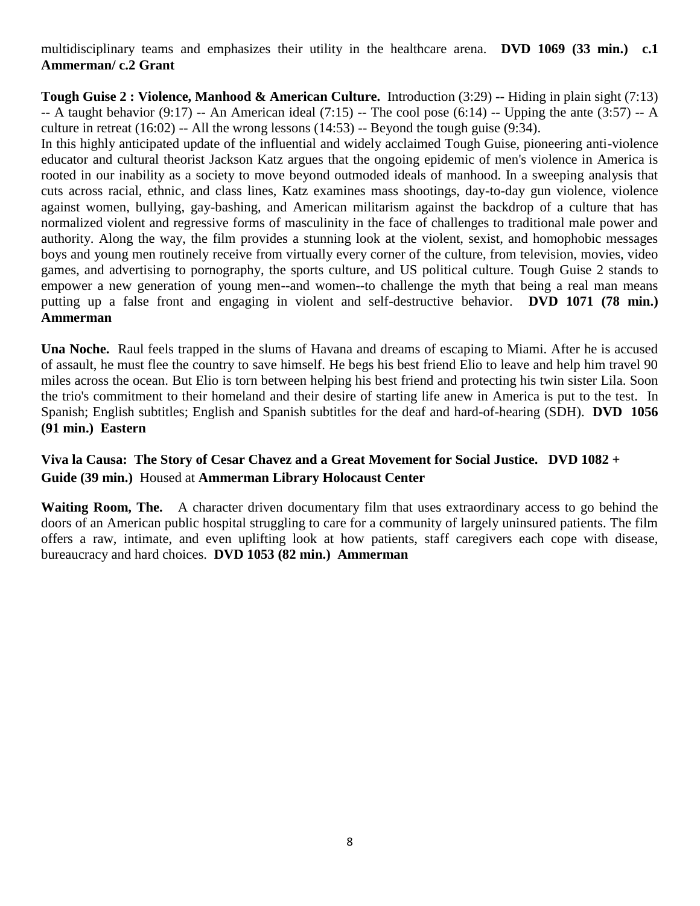multidisciplinary teams and emphasizes their utility in the healthcare arena. **DVD 1069 (33 min.) c.1 Ammerman/ c.2 Grant**

**Tough Guise 2 : Violence, Manhood & American Culture.** Introduction (3:29) -- Hiding in plain sight (7:13) -- A taught behavior (9:17) -- An American ideal (7:15) -- The cool pose (6:14) -- Upping the ante (3:57) -- A culture in retreat (16:02) -- All the wrong lessons (14:53) -- Beyond the tough guise (9:34).
In this highly anticipated update of the influential and widely acclaimed Tough Guise, pioneering anti-violence educator and cultural theorist Jackson Katz argues that the ongoing epidemic of men's violence in America is rooted in our inability as a society to move beyond outmoded ideals of manhood. In a sweeping analysis that cuts across racial, ethnic, and class lines, Katz examines mass shootings, day-to-day gun violence, violence against women, bullying, gay-bashing, and American militarism against the backdrop of a culture that has normalized violent and regressive forms of masculinity in the face of challenges to traditional male power and authority. Along the way, the film provides a stunning look at the violent, sexist, and homophobic messages boys and young men routinely receive from virtually every corner of the culture, from television, movies, video games, and advertising to pornography, the sports culture, and US political culture. Tough Guise 2 stands to empower a new generation of young men--and women--to challenge the myth that being a real man means putting up a false front and engaging in violent and self-destructive behavior. **DVD 1071 (78 min.) Ammerman**

**Una Noche.** Raul feels trapped in the slums of Havana and dreams of escaping to Miami. After he is accused of assault, he must flee the country to save himself. He begs his best friend Elio to leave and help him travel 90 miles across the ocean. But Elio is torn between helping his best friend and protecting his twin sister Lila. Soon the trio's commitment to their homeland and their desire of starting life anew in America is put to the test. In Spanish; English subtitles; English and Spanish subtitles for the deaf and hard-of-hearing (SDH). **DVD 1056 (91 min.) Eastern**

**Viva la Causa: The Story of Cesar Chavez and a Great Movement for Social Justice. DVD 1082 + Guide (39 min.)** Housed at **Ammerman Library Holocaust Center**

**Waiting Room, The.** A character driven documentary film that uses extraordinary access to go behind the doors of an American public hospital struggling to care for a community of largely uninsured patients. The film offers a raw, intimate, and even uplifting look at how patients, staff caregivers each cope with disease, bureaucracy and hard choices. **DVD 1053 (82 min.) Ammerman**